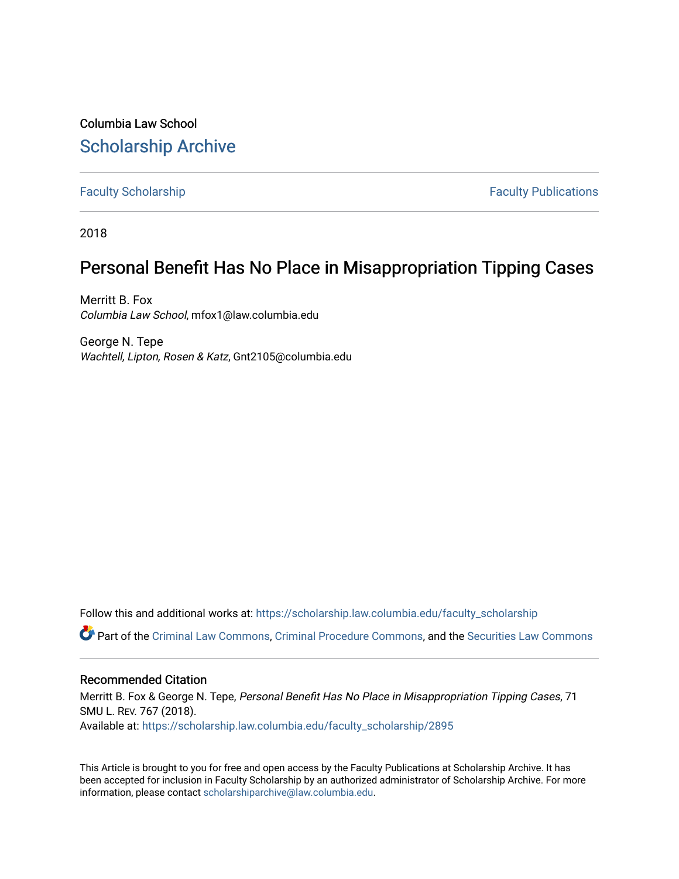Columbia Law School

# Scholarship Archive

Faculty Scholarship | Faculty Publications

2018

## Personal Benefit Has No Place in Misappropriation Tipping Cases

Merritt B. Fox
*Columbia Law School*, mfox1@law.columbia.edu

George N. Tepe
*Wachtell, Lipton, Rosen & Katz*, Gnt2105@columbia.edu

Follow this and additional works at: https://scholarship.law.columbia.edu/faculty_scholarship

Part of the Criminal Law Commons, Criminal Procedure Commons, and the Securities Law Commons

### Recommended Citation

Merritt B. Fox & George N. Tepe, *Personal Benefit Has No Place in Misappropriation Tipping Cases*, 71 SMU L. REV. 767 (2018).
Available at: https://scholarship.law.columbia.edu/faculty_scholarship/2895

This Article is brought to you for free and open access by the Faculty Publications at Scholarship Archive. It has been accepted for inclusion in Faculty Scholarship by an authorized administrator of Scholarship Archive. For more information, please contact scholarshiparchive@law.columbia.edu.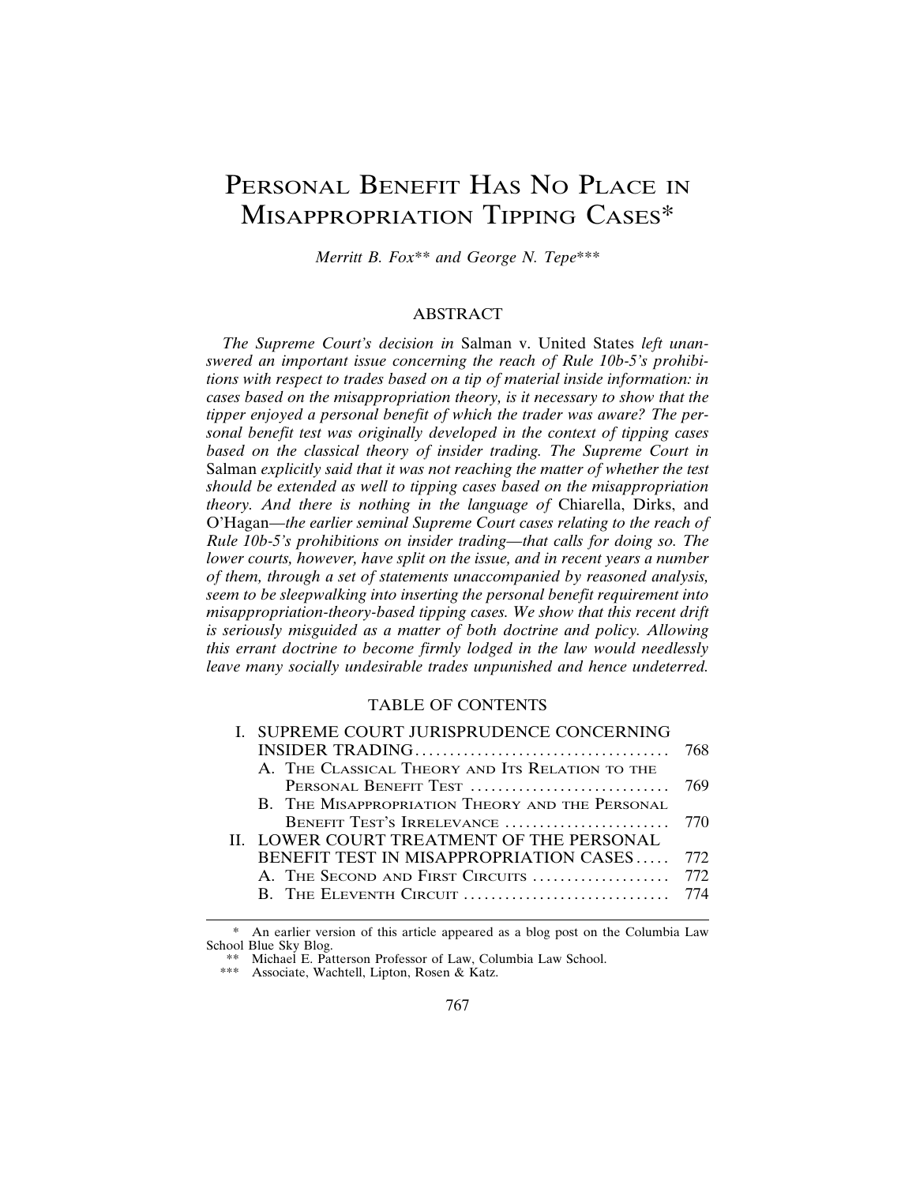# Personal Benefit Has No Place in Misappropriation Tipping Cases*

*Merritt B. Fox*** and George N. Tepe****

## ABSTRACT

*The Supreme Court's decision in* Salman v. United States *left unanswered an important issue concerning the reach of Rule 10b-5's prohibitions with respect to trades based on a tip of material inside information: in cases based on the misappropriation theory, is it necessary to show that the tipper enjoyed a personal benefit of which the trader was aware? The personal benefit test was originally developed in the context of tipping cases based on the classical theory of insider trading. The Supreme Court in* Salman *explicitly said that it was not reaching the matter of whether the test should be extended as well to tipping cases based on the misappropriation theory. And there is nothing in the language of* Chiarella, Dirks, *and* O'Hagan*—the earlier seminal Supreme Court cases relating to the reach of Rule 10b-5's prohibitions on insider trading—that calls for doing so. The lower courts, however, have split on the issue, and in recent years a number of them, through a set of statements unaccompanied by reasoned analysis, seem to be sleepwalking into inserting the personal benefit requirement into misappropriation-theory-based tipping cases. We show that this recent drift is seriously misguided as a matter of both doctrine and policy. Allowing this errant doctrine to become firmly lodged in the law would needlessly leave many socially undesirable trades unpunished and hence undeterred.*

## TABLE OF CONTENTS

| | |
|---|---|
| I. SUPREME COURT JURISPRUDENCE CONCERNING INSIDER TRADING | 768 |
| A. The Classical Theory and Its Relation to the Personal Benefit Test | 769 |
| B. The Misappropriation Theory and the Personal Benefit Test's Irrelevance | 770 |
| II. LOWER COURT TREATMENT OF THE PERSONAL BENEFIT TEST IN MISAPPROPRIATION CASES | 772 |
| A. The Second and First Circuits | 772 |
| B. The Eleventh Circuit | 774 |

\* An earlier version of this article appeared as a blog post on the Columbia Law School Blue Sky Blog.

\*\* Michael E. Patterson Professor of Law, Columbia Law School.

\*\*\* Associate, Wachtell, Lipton, Rosen & Katz.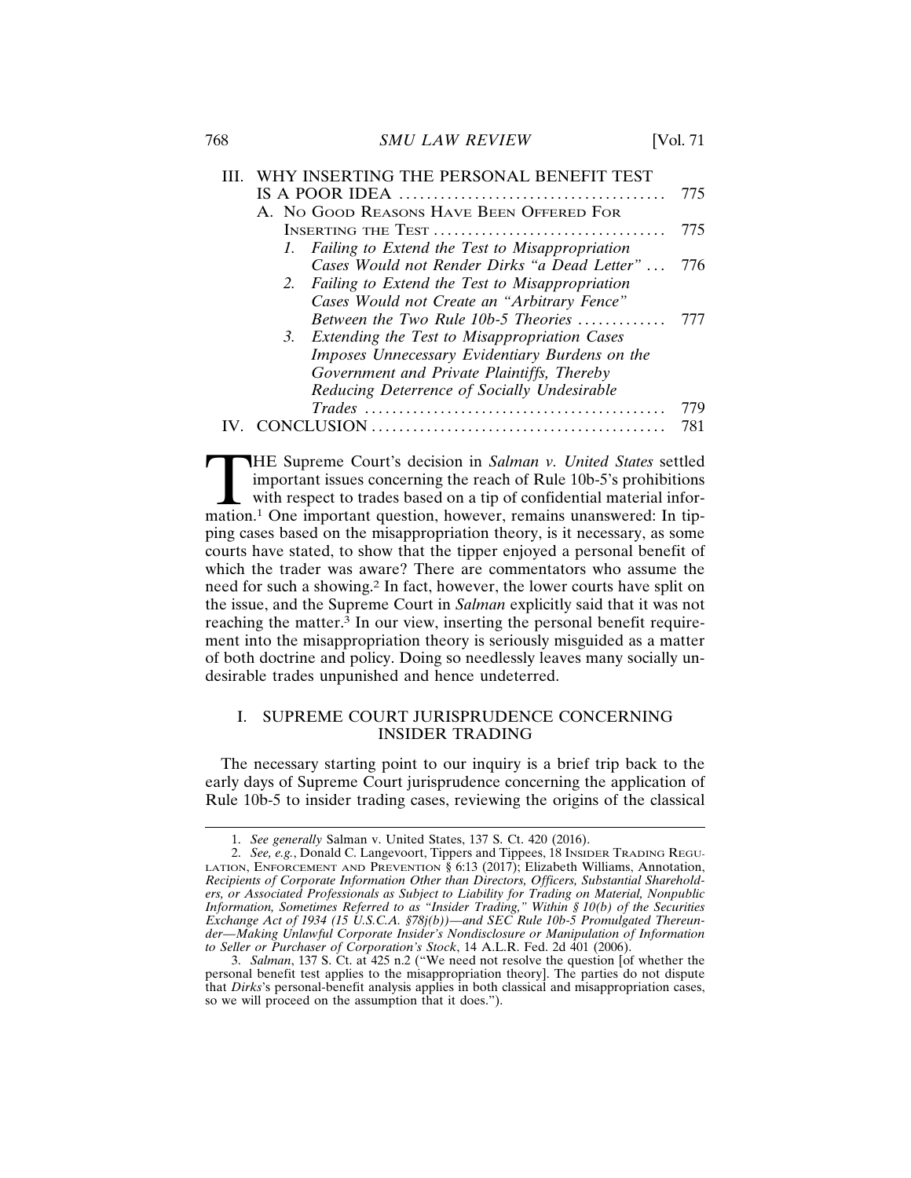III. WHY INSERTING THE PERSONAL BENEFIT TEST IS A POOR IDEA ..... 775
  A. NO GOOD REASONS HAVE BEEN OFFERED FOR INSERTING THE TEST ..... 775
    1. *Failing to Extend the Test to Misappropriation Cases Would not Render Dirks "a Dead Letter"* ..... 776
    2. *Failing to Extend the Test to Misappropriation Cases Would not Create an "Arbitrary Fence" Between the Two Rule 10b-5 Theories* ..... 777
    3. *Extending the Test to Misappropriation Cases Imposes Unnecessary Evidentiary Burdens on the Government and Private Plaintiffs, Thereby Reducing Deterrence of Socially Undesirable Trades* ..... 779
IV. CONCLUSION ..... 781

THE Supreme Court's decision in *Salman v. United States* settled important issues concerning the reach of Rule 10b-5's prohibitions with respect to trades based on a tip of confidential material information.[1] One important question, however, remains unanswered: In tipping cases based on the misappropriation theory, is it necessary, as some courts have stated, to show that the tipper enjoyed a personal benefit of which the trader was aware? There are commentators who assume the need for such a showing.[2] In fact, however, the lower courts have split on the issue, and the Supreme Court in *Salman* explicitly said that it was not reaching the matter.[3] In our view, inserting the personal benefit requirement into the misappropriation theory is seriously misguided as a matter of both doctrine and policy. Doing so needlessly leaves many socially undesirable trades unpunished and hence undeterred.

## I. SUPREME COURT JURISPRUDENCE CONCERNING INSIDER TRADING

The necessary starting point to our inquiry is a brief trip back to the early days of Supreme Court jurisprudence concerning the application of Rule 10b-5 to insider trading cases, reviewing the origins of the classical

---

1. *See generally* Salman v. United States, 137 S. Ct. 420 (2016).

2. *See, e.g.*, Donald C. Langevoort, Tippers and Tippees, 18 INSIDER TRADING REGULATION, ENFORCEMENT AND PREVENTION § 6:13 (2017); Elizabeth Williams, Annotation, *Recipients of Corporate Information Other than Directors, Officers, Substantial Shareholders, or Associated Professionals as Subject to Liability for Trading on Material, Nonpublic Information, Sometimes Referred to as "Insider Trading," Within § 10(b) of the Securities Exchange Act of 1934 (15 U.S.C.A. §78j(b))—and SEC Rule 10b-5 Promulgated Thereunder—Making Unlawful Corporate Insider's Nondisclosure or Manipulation of Information to Seller or Purchaser of Corporation's Stock*, 14 A.L.R. Fed. 2d 401 (2006).

3. *Salman*, 137 S. Ct. at 425 n.2 ("We need not resolve the question [of whether the personal benefit test applies to the misappropriation theory]. The parties do not dispute that *Dirks*'s personal-benefit analysis applies in both classical and misappropriation cases, so we will proceed on the assumption that it does.").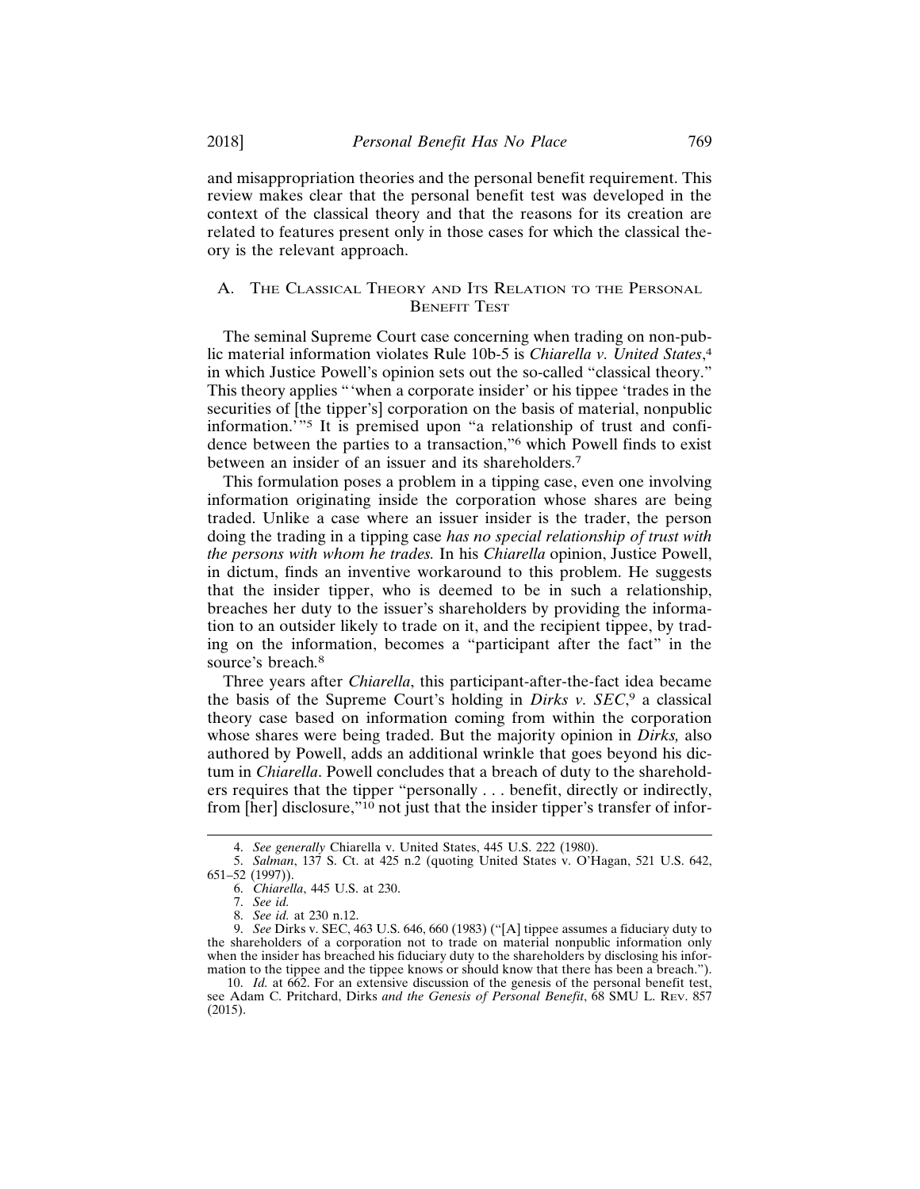and misappropriation theories and the personal benefit requirement. This review makes clear that the personal benefit test was developed in the context of the classical theory and that the reasons for its creation are related to features present only in those cases for which the classical theory is the relevant approach.

## A. The Classical Theory and Its Relation to the Personal Benefit Test

The seminal Supreme Court case concerning when trading on non-public material information violates Rule 10b-5 is *Chiarella v. United States*,[4] in which Justice Powell's opinion sets out the so-called "classical theory." This theory applies "'when a corporate insider' or his tippee 'trades in the securities of [the tipper's] corporation on the basis of material, nonpublic information.'"[5] It is premised upon "a relationship of trust and confidence between the parties to a transaction,"[6] which Powell finds to exist between an insider of an issuer and its shareholders.[7]

This formulation poses a problem in a tipping case, even one involving information originating inside the corporation whose shares are being traded. Unlike a case where an issuer insider is the trader, the person doing the trading in a tipping case *has no special relationship of trust with the persons with whom he trades.* In his *Chiarella* opinion, Justice Powell, in dictum, finds an inventive workaround to this problem. He suggests that the insider tipper, who is deemed to be in such a relationship, breaches her duty to the issuer's shareholders by providing the information to an outsider likely to trade on it, and the recipient tippee, by trading on the information, becomes a "participant after the fact" in the source's breach.[8]

Three years after *Chiarella*, this participant-after-the-fact idea became the basis of the Supreme Court's holding in *Dirks v. SEC*,[9] a classical theory case based on information coming from within the corporation whose shares were being traded. But the majority opinion in *Dirks,* also authored by Powell, adds an additional wrinkle that goes beyond his dictum in *Chiarella*. Powell concludes that a breach of duty to the shareholders requires that the tipper "personally . . . benefit, directly or indirectly, from [her] disclosure,"[10] not just that the insider tipper's transfer of infor-

---

4. *See generally* Chiarella v. United States, 445 U.S. 222 (1980).

5. *Salman*, 137 S. Ct. at 425 n.2 (quoting United States v. O'Hagan, 521 U.S. 642, 651–52 (1997)).

6. *Chiarella*, 445 U.S. at 230.

7. *See id.*

8. *See id.* at 230 n.12.

9. *See* Dirks v. SEC, 463 U.S. 646, 660 (1983) ("[A] tippee assumes a fiduciary duty to the shareholders of a corporation not to trade on material nonpublic information only when the insider has breached his fiduciary duty to the shareholders by disclosing his information to the tippee and the tippee knows or should know that there has been a breach.").

10. *Id.* at 662. For an extensive discussion of the genesis of the personal benefit test, see Adam C. Pritchard, Dirks *and the Genesis of Personal Benefit*, 68 SMU L. Rev. 857 (2015).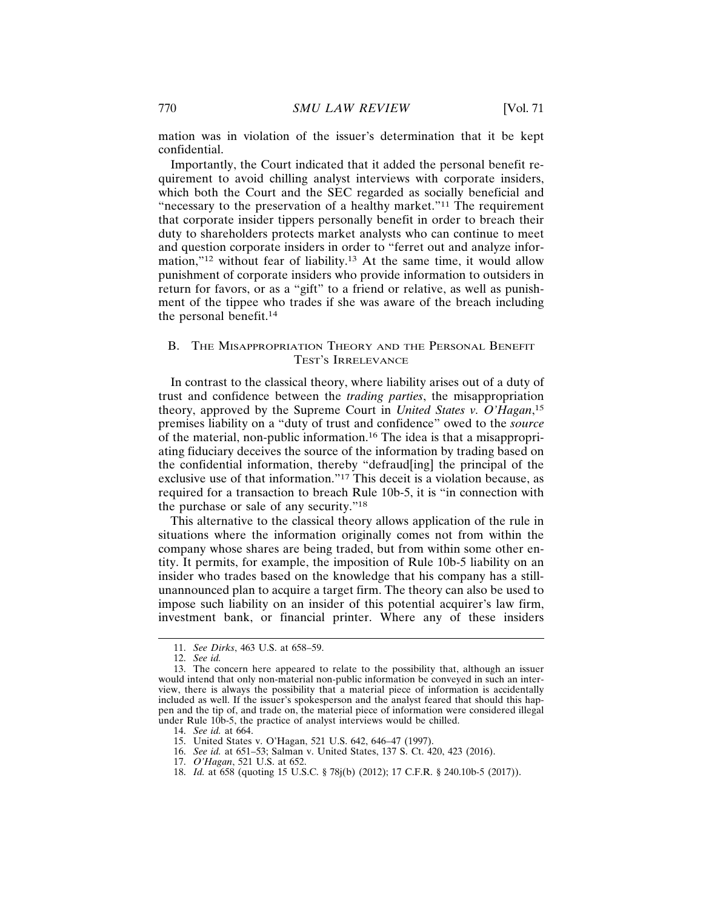mation was in violation of the issuer's determination that it be kept confidential.

Importantly, the Court indicated that it added the personal benefit requirement to avoid chilling analyst interviews with corporate insiders, which both the Court and the SEC regarded as socially beneficial and "necessary to the preservation of a healthy market."[11] The requirement that corporate insider tippers personally benefit in order to breach their duty to shareholders protects market analysts who can continue to meet and question corporate insiders in order to "ferret out and analyze information,"[12] without fear of liability.[13] At the same time, it would allow punishment of corporate insiders who provide information to outsiders in return for favors, or as a "gift" to a friend or relative, as well as punishment of the tippee who trades if she was aware of the breach including the personal benefit.[14]

### B. The Misappropriation Theory and the Personal Benefit Test's Irrelevance

In contrast to the classical theory, where liability arises out of a duty of trust and confidence between the *trading parties*, the misappropriation theory, approved by the Supreme Court in *United States v. O'Hagan*,[15] premises liability on a "duty of trust and confidence" owed to the *source* of the material, non-public information.[16] The idea is that a misappropriating fiduciary deceives the source of the information by trading based on the confidential information, thereby "defraud[ing] the principal of the exclusive use of that information."[17] This deceit is a violation because, as required for a transaction to breach Rule 10b-5, it is "in connection with the purchase or sale of any security."[18]

This alternative to the classical theory allows application of the rule in situations where the information originally comes not from within the company whose shares are being traded, but from within some other entity. It permits, for example, the imposition of Rule 10b-5 liability on an insider who trades based on the knowledge that his company has a still-unannounced plan to acquire a target firm. The theory can also be used to impose such liability on an insider of this potential acquirer's law firm, investment bank, or financial printer. Where any of these insiders

---

11. *See Dirks*, 463 U.S. at 658–59.

12. *See id.*

13. The concern here appeared to relate to the possibility that, although an issuer would intend that only non-material non-public information be conveyed in such an interview, there is always the possibility that a material piece of information is accidentally included as well. If the issuer's spokesperson and the analyst feared that should this happen and the tip of, and trade on, the material piece of information were considered illegal under Rule 10b-5, the practice of analyst interviews would be chilled.

14. *See id.* at 664.

15. United States v. O'Hagan, 521 U.S. 642, 646–47 (1997).

16. *See id.* at 651–53; Salman v. United States, 137 S. Ct. 420, 423 (2016).

17. *O'Hagan*, 521 U.S. at 652.

18. *Id.* at 658 (quoting 15 U.S.C. § 78j(b) (2012); 17 C.F.R. § 240.10b-5 (2017)).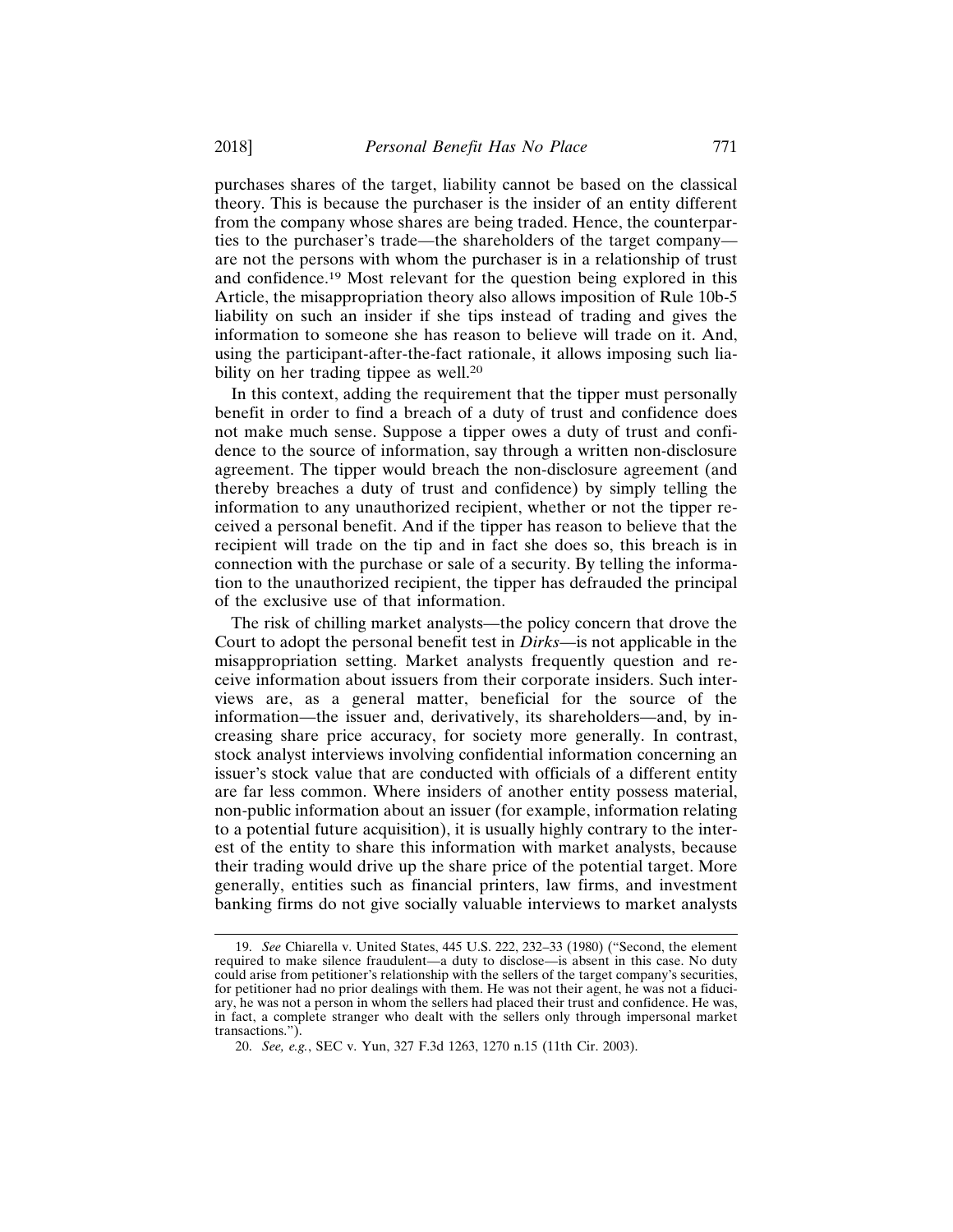purchases shares of the target, liability cannot be based on the classical theory. This is because the purchaser is the insider of an entity different from the company whose shares are being traded. Hence, the counterparties to the purchaser's trade—the shareholders of the target company—are not the persons with whom the purchaser is in a relationship of trust and confidence.[19] Most relevant for the question being explored in this Article, the misappropriation theory also allows imposition of Rule 10b-5 liability on such an insider if she tips instead of trading and gives the information to someone she has reason to believe will trade on it. And, using the participant-after-the-fact rationale, it allows imposing such liability on her trading tippee as well.[20]

In this context, adding the requirement that the tipper must personally benefit in order to find a breach of a duty of trust and confidence does not make much sense. Suppose a tipper owes a duty of trust and confidence to the source of information, say through a written non-disclosure agreement. The tipper would breach the non-disclosure agreement (and thereby breaches a duty of trust and confidence) by simply telling the information to any unauthorized recipient, whether or not the tipper received a personal benefit. And if the tipper has reason to believe that the recipient will trade on the tip and in fact she does so, this breach is in connection with the purchase or sale of a security. By telling the information to the unauthorized recipient, the tipper has defrauded the principal of the exclusive use of that information.

The risk of chilling market analysts—the policy concern that drove the Court to adopt the personal benefit test in *Dirks*—is not applicable in the misappropriation setting. Market analysts frequently question and receive information about issuers from their corporate insiders. Such interviews are, as a general matter, beneficial for the source of the information—the issuer and, derivatively, its shareholders—and, by increasing share price accuracy, for society more generally. In contrast, stock analyst interviews involving confidential information concerning an issuer's stock value that are conducted with officials of a different entity are far less common. Where insiders of another entity possess material, non-public information about an issuer (for example, information relating to a potential future acquisition), it is usually highly contrary to the interest of the entity to share this information with market analysts, because their trading would drive up the share price of the potential target. More generally, entities such as financial printers, law firms, and investment banking firms do not give socially valuable interviews to market analysts

---

19. *See* Chiarella v. United States, 445 U.S. 222, 232–33 (1980) ("Second, the element required to make silence fraudulent—a duty to disclose—is absent in this case. No duty could arise from petitioner's relationship with the sellers of the target company's securities, for petitioner had no prior dealings with them. He was not their agent, he was not a fiduciary, he was not a person in whom the sellers had placed their trust and confidence. He was, in fact, a complete stranger who dealt with the sellers only through impersonal market transactions.").

20. *See, e.g.*, SEC v. Yun, 327 F.3d 1263, 1270 n.15 (11th Cir. 2003).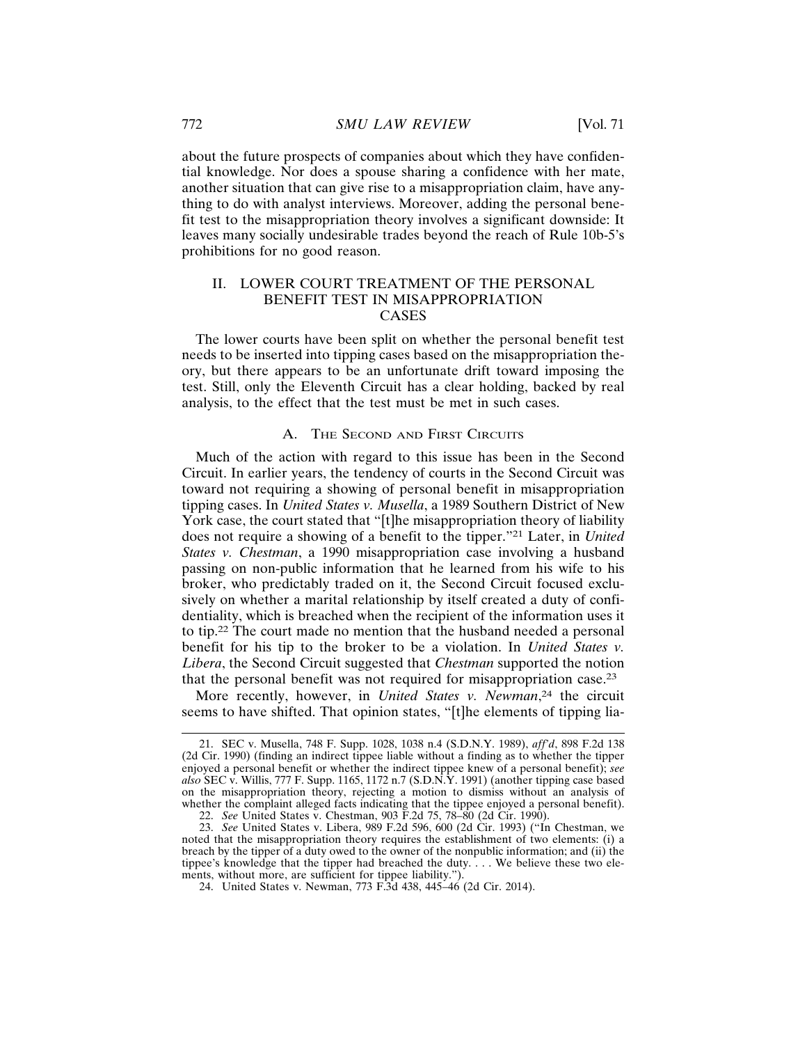about the future prospects of companies about which they have confidential knowledge. Nor does a spouse sharing a confidence with her mate, another situation that can give rise to a misappropriation claim, have anything to do with analyst interviews. Moreover, adding the personal benefit test to the misappropriation theory involves a significant downside: It leaves many socially undesirable trades beyond the reach of Rule 10b-5's prohibitions for no good reason.

## II. LOWER COURT TREATMENT OF THE PERSONAL BENEFIT TEST IN MISAPPROPRIATION CASES

The lower courts have been split on whether the personal benefit test needs to be inserted into tipping cases based on the misappropriation theory, but there appears to be an unfortunate drift toward imposing the test. Still, only the Eleventh Circuit has a clear holding, backed by real analysis, to the effect that the test must be met in such cases.

### A. The Second and First Circuits

Much of the action with regard to this issue has been in the Second Circuit. In earlier years, the tendency of courts in the Second Circuit was toward not requiring a showing of personal benefit in misappropriation tipping cases. In *United States v. Musella*, a 1989 Southern District of New York case, the court stated that "[t]he misappropriation theory of liability does not require a showing of a benefit to the tipper."[21] Later, in *United States v. Chestman*, a 1990 misappropriation case involving a husband passing on non-public information that he learned from his wife to his broker, who predictably traded on it, the Second Circuit focused exclusively on whether a marital relationship by itself created a duty of confidentiality, which is breached when the recipient of the information uses it to tip.[22] The court made no mention that the husband needed a personal benefit for his tip to the broker to be a violation. In *United States v. Libera*, the Second Circuit suggested that *Chestman* supported the notion that the personal benefit was not required for misappropriation case.[23]

More recently, however, in *United States v. Newman*,[24] the circuit seems to have shifted. That opinion states, "[t]he elements of tipping lia-

21. SEC v. Musella, 748 F. Supp. 1028, 1038 n.4 (S.D.N.Y. 1989), *aff'd*, 898 F.2d 138 (2d Cir. 1990) (finding an indirect tippee liable without a finding as to whether the tipper enjoyed a personal benefit or whether the indirect tippee knew of a personal benefit); *see also* SEC v. Willis, 777 F. Supp. 1165, 1172 n.7 (S.D.N.Y. 1991) (another tipping case based on the misappropriation theory, rejecting a motion to dismiss without an analysis of whether the complaint alleged facts indicating that the tippee enjoyed a personal benefit).

22. *See* United States v. Chestman, 903 F.2d 75, 78–80 (2d Cir. 1990).

23. *See* United States v. Libera, 989 F.2d 596, 600 (2d Cir. 1993) ("In Chestman, we noted that the misappropriation theory requires the establishment of two elements: (i) a breach by the tipper of a duty owed to the owner of the nonpublic information; and (ii) the tippee's knowledge that the tipper had breached the duty. . . . We believe these two elements, without more, are sufficient for tippee liability.").

24. United States v. Newman, 773 F.3d 438, 445–46 (2d Cir. 2014).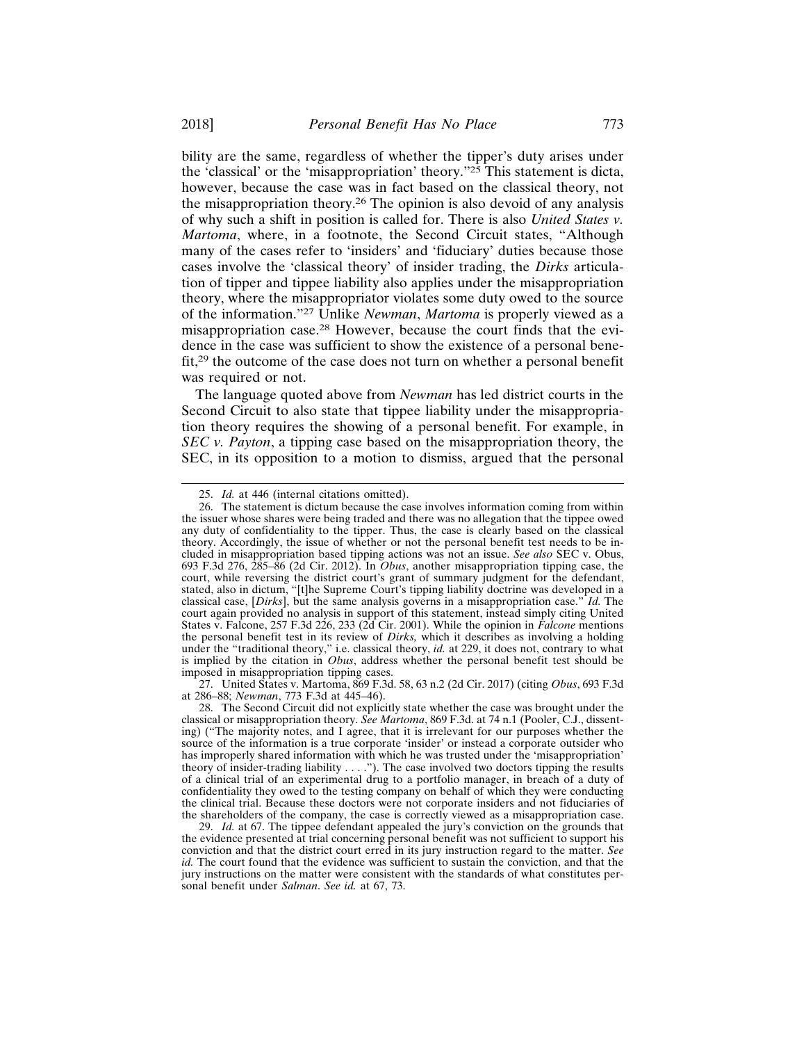bility are the same, regardless of whether the tipper's duty arises under the 'classical' or the 'misappropriation' theory."[25] This statement is dicta, however, because the case was in fact based on the classical theory, not the misappropriation theory.[26] The opinion is also devoid of any analysis of why such a shift in position is called for. There is also *United States v. Martoma*, where, in a footnote, the Second Circuit states, "Although many of the cases refer to 'insiders' and 'fiduciary' duties because those cases involve the 'classical theory' of insider trading, the *Dirks* articulation of tipper and tippee liability also applies under the misappropriation theory, where the misappropriator violates some duty owed to the source of the information."[27] Unlike *Newman*, *Martoma* is properly viewed as a misappropriation case.[28] However, because the court finds that the evidence in the case was sufficient to show the existence of a personal benefit,[29] the outcome of the case does not turn on whether a personal benefit was required or not.

The language quoted above from *Newman* has led district courts in the Second Circuit to also state that tippee liability under the misappropriation theory requires the showing of a personal benefit. For example, in *SEC v. Payton*, a tipping case based on the misappropriation theory, the SEC, in its opposition to a motion to dismiss, argued that the personal

---

25. *Id.* at 446 (internal citations omitted).

26. The statement is dictum because the case involves information coming from within the issuer whose shares were being traded and there was no allegation that the tippee owed any duty of confidentiality to the tipper. Thus, the case is clearly based on the classical theory. Accordingly, the issue of whether or not the personal benefit test needs to be included in misappropriation based tipping actions was not an issue. *See also* SEC v. Obus, 693 F.3d 276, 285–86 (2d Cir. 2012). In *Obus*, another misappropriation tipping case, the court, while reversing the district court's grant of summary judgment for the defendant, stated, also in dictum, "[t]he Supreme Court's tipping liability doctrine was developed in a classical case, [*Dirks*], but the same analysis governs in a misappropriation case." *Id.* The court again provided no analysis in support of this statement, instead simply citing United States v. Falcone, 257 F.3d 226, 233 (2d Cir. 2001). While the opinion in *Falcone* mentions the personal benefit test in its review of *Dirks,* which it describes as involving a holding under the "traditional theory," i.e. classical theory, *id.* at 229, it does not, contrary to what is implied by the citation in *Obus*, address whether the personal benefit test should be imposed in misappropriation tipping cases.

27. United States v. Martoma, 869 F.3d. 58, 63 n.2 (2d Cir. 2017) (citing *Obus*, 693 F.3d at 286–88; *Newman*, 773 F.3d at 445–46).

28. The Second Circuit did not explicitly state whether the case was brought under the classical or misappropriation theory. *See Martoma*, 869 F.3d. at 74 n.1 (Pooler, C.J., dissenting) ("The majority notes, and I agree, that it is irrelevant for our purposes whether the source of the information is a true corporate 'insider' or instead a corporate outsider who has improperly shared information with which he was trusted under the 'misappropriation' theory of insider-trading liability . . . ."). The case involved two doctors tipping the results of a clinical trial of an experimental drug to a portfolio manager, in breach of a duty of confidentiality they owed to the testing company on behalf of which they were conducting the clinical trial. Because these doctors were not corporate insiders and not fiduciaries of the shareholders of the company, the case is correctly viewed as a misappropriation case.

29. *Id.* at 67. The tippee defendant appealed the jury's conviction on the grounds that the evidence presented at trial concerning personal benefit was not sufficient to support his conviction and that the district court erred in its jury instruction regard to the matter. *See id.* The court found that the evidence was sufficient to sustain the conviction, and that the jury instructions on the matter were consistent with the standards of what constitutes personal benefit under *Salman*. *See id.* at 67, 73.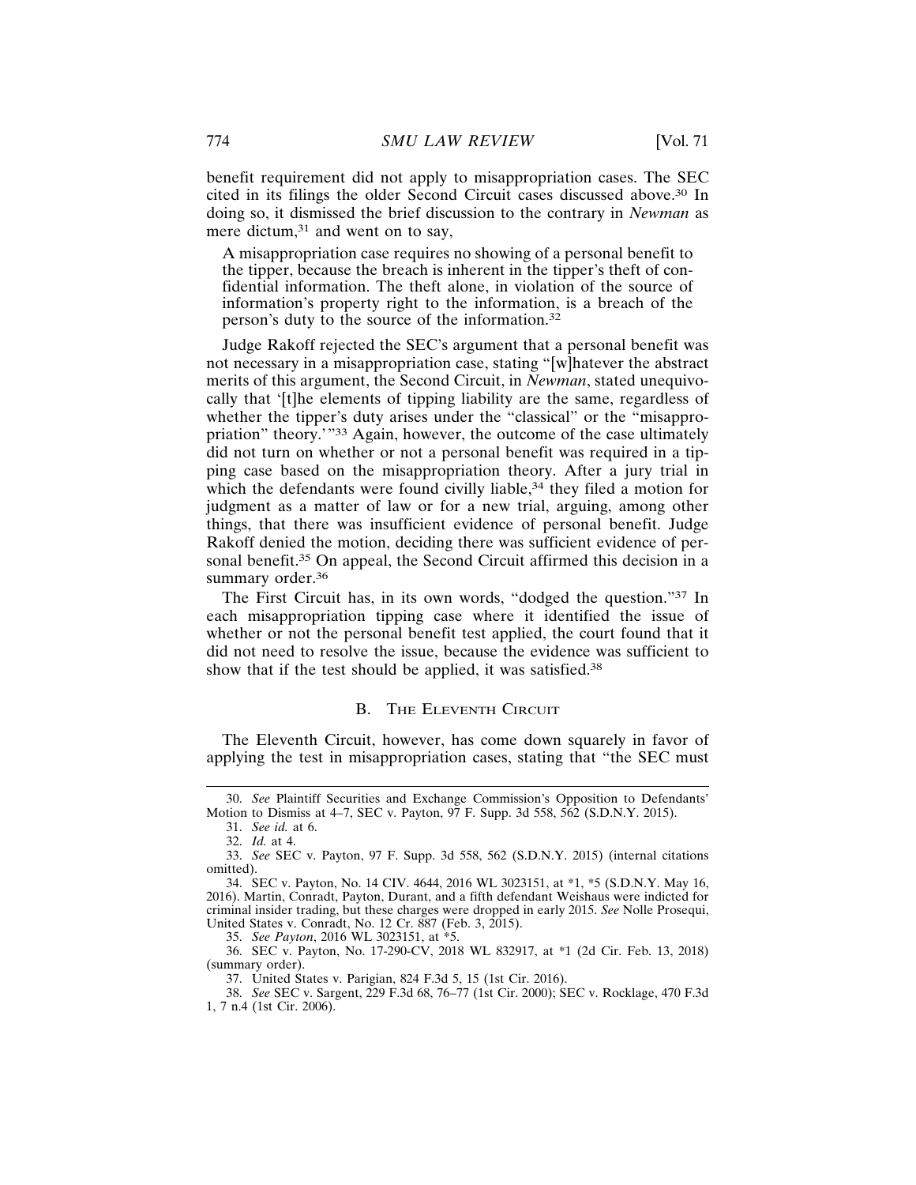benefit requirement did not apply to misappropriation cases. The SEC cited in its filings the older Second Circuit cases discussed above.[30] In doing so, it dismissed the brief discussion to the contrary in *Newman* as mere dictum,[31] and went on to say,

> A misappropriation case requires no showing of a personal benefit to the tipper, because the breach is inherent in the tipper's theft of confidential information. The theft alone, in violation of the source of information's property right to the information, is a breach of the person's duty to the source of the information.[32]

Judge Rakoff rejected the SEC's argument that a personal benefit was not necessary in a misappropriation case, stating "[w]hatever the abstract merits of this argument, the Second Circuit, in *Newman*, stated unequivocally that '[t]he elements of tipping liability are the same, regardless of whether the tipper's duty arises under the "classical" or the "misappropriation" theory.'"[33] Again, however, the outcome of the case ultimately did not turn on whether or not a personal benefit was required in a tipping case based on the misappropriation theory. After a jury trial in which the defendants were found civilly liable,[34] they filed a motion for judgment as a matter of law or for a new trial, arguing, among other things, that there was insufficient evidence of personal benefit. Judge Rakoff denied the motion, deciding there was sufficient evidence of personal benefit.[35] On appeal, the Second Circuit affirmed this decision in a summary order.[36]

The First Circuit has, in its own words, "dodged the question."[37] In each misappropriation tipping case where it identified the issue of whether or not the personal benefit test applied, the court found that it did not need to resolve the issue, because the evidence was sufficient to show that if the test should be applied, it was satisfied.[38]

### B. The Eleventh Circuit

The Eleventh Circuit, however, has come down squarely in favor of applying the test in misappropriation cases, stating that "the SEC must

---

30. *See* Plaintiff Securities and Exchange Commission's Opposition to Defendants' Motion to Dismiss at 4–7, SEC v. Payton, 97 F. Supp. 3d 558, 562 (S.D.N.Y. 2015).

31. *See id.* at 6.

32. *Id.* at 4.

33. *See* SEC v. Payton, 97 F. Supp. 3d 558, 562 (S.D.N.Y. 2015) (internal citations omitted).

34. SEC v. Payton, No. 14 CIV. 4644, 2016 WL 3023151, at *1, *5 (S.D.N.Y. May 16, 2016). Martin, Conradt, Payton, Durant, and a fifth defendant Weishaus were indicted for criminal insider trading, but these charges were dropped in early 2015. *See* Nolle Prosequi, United States v. Conradt, No. 12 Cr. 887 (Feb. 3, 2015).

35. *See Payton*, 2016 WL 3023151, at *5.

36. SEC v. Payton, No. 17-290-CV, 2018 WL 832917, at *1 (2d Cir. Feb. 13, 2018) (summary order).

37. United States v. Parigian, 824 F.3d 5, 15 (1st Cir. 2016).

38. *See* SEC v. Sargent, 229 F.3d 68, 76–77 (1st Cir. 2000); SEC v. Rocklage, 470 F.3d 1, 7 n.4 (1st Cir. 2006).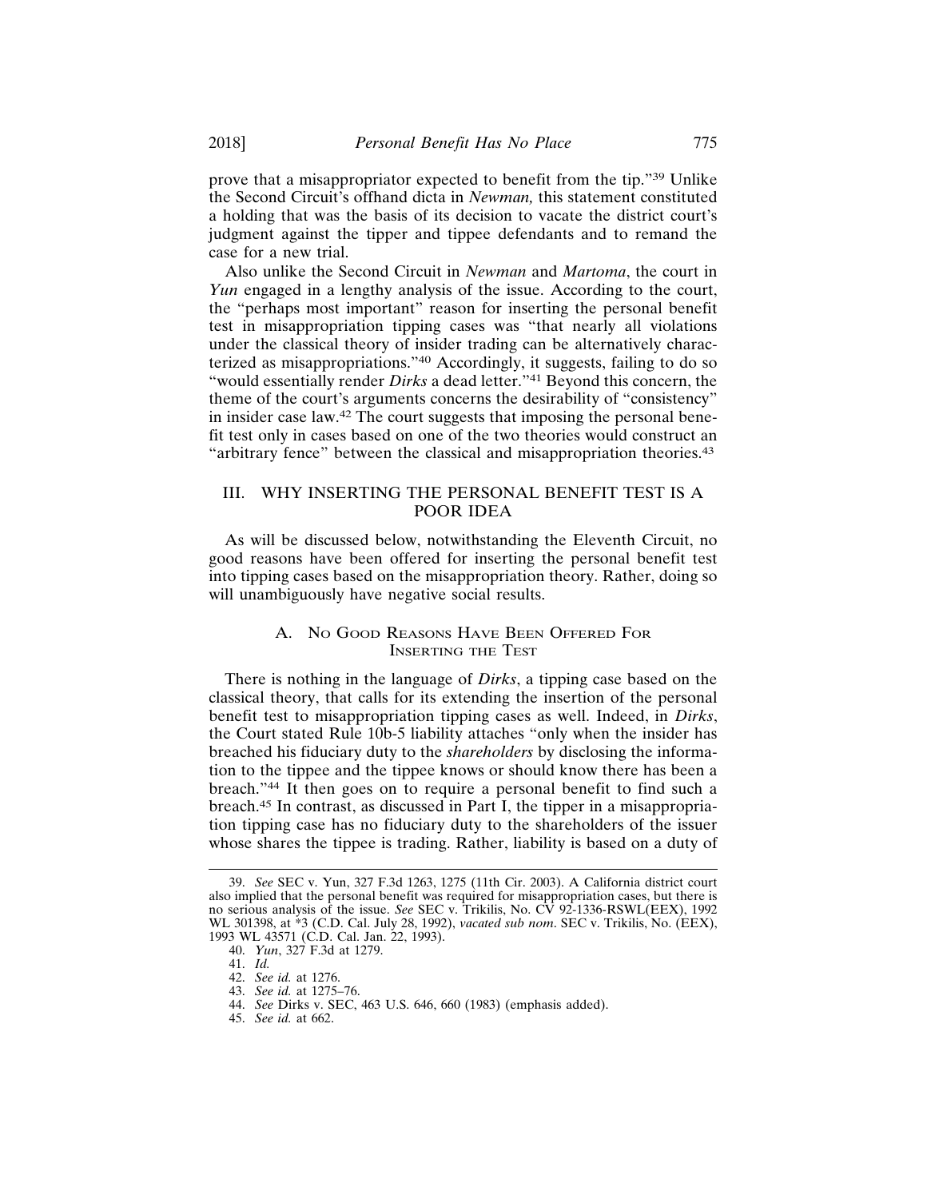prove that a misappropriator expected to benefit from the tip."[39] Unlike the Second Circuit's offhand dicta in *Newman,* this statement constituted a holding that was the basis of its decision to vacate the district court's judgment against the tipper and tippee defendants and to remand the case for a new trial.

Also unlike the Second Circuit in *Newman* and *Martoma*, the court in *Yun* engaged in a lengthy analysis of the issue. According to the court, the "perhaps most important" reason for inserting the personal benefit test in misappropriation tipping cases was "that nearly all violations under the classical theory of insider trading can be alternatively characterized as misappropriations."[40] Accordingly, it suggests, failing to do so "would essentially render *Dirks* a dead letter."[41] Beyond this concern, the theme of the court's arguments concerns the desirability of "consistency" in insider case law.[42] The court suggests that imposing the personal benefit test only in cases based on one of the two theories would construct an "arbitrary fence" between the classical and misappropriation theories.[43]

## III. WHY INSERTING THE PERSONAL BENEFIT TEST IS A POOR IDEA

As will be discussed below, notwithstanding the Eleventh Circuit, no good reasons have been offered for inserting the personal benefit test into tipping cases based on the misappropriation theory. Rather, doing so will unambiguously have negative social results.

### A. No Good Reasons Have Been Offered For Inserting the Test

There is nothing in the language of *Dirks*, a tipping case based on the classical theory, that calls for its extending the insertion of the personal benefit test to misappropriation tipping cases as well. Indeed, in *Dirks*, the Court stated Rule 10b-5 liability attaches "only when the insider has breached his fiduciary duty to the *shareholders* by disclosing the information to the tippee and the tippee knows or should know there has been a breach."[44] It then goes on to require a personal benefit to find such a breach.[45] In contrast, as discussed in Part I, the tipper in a misappropriation tipping case has no fiduciary duty to the shareholders of the issuer whose shares the tippee is trading. Rather, liability is based on a duty of

---

39. *See* SEC v. Yun, 327 F.3d 1263, 1275 (11th Cir. 2003). A California district court also implied that the personal benefit was required for misappropriation cases, but there is no serious analysis of the issue. *See* SEC v. Trikilis, No. CV 92-1336-RSWL(EEX), 1992 WL 301398, at *3 (C.D. Cal. July 28, 1992), *vacated sub nom*. SEC v. Trikilis, No. (EEX), 1993 WL 43571 (C.D. Cal. Jan. 22, 1993).

40. *Yun*, 327 F.3d at 1279.

41. *Id.*

42. *See id.* at 1276.

43. *See id.* at 1275–76.

44. *See* Dirks v. SEC, 463 U.S. 646, 660 (1983) (emphasis added).

45. *See id.* at 662.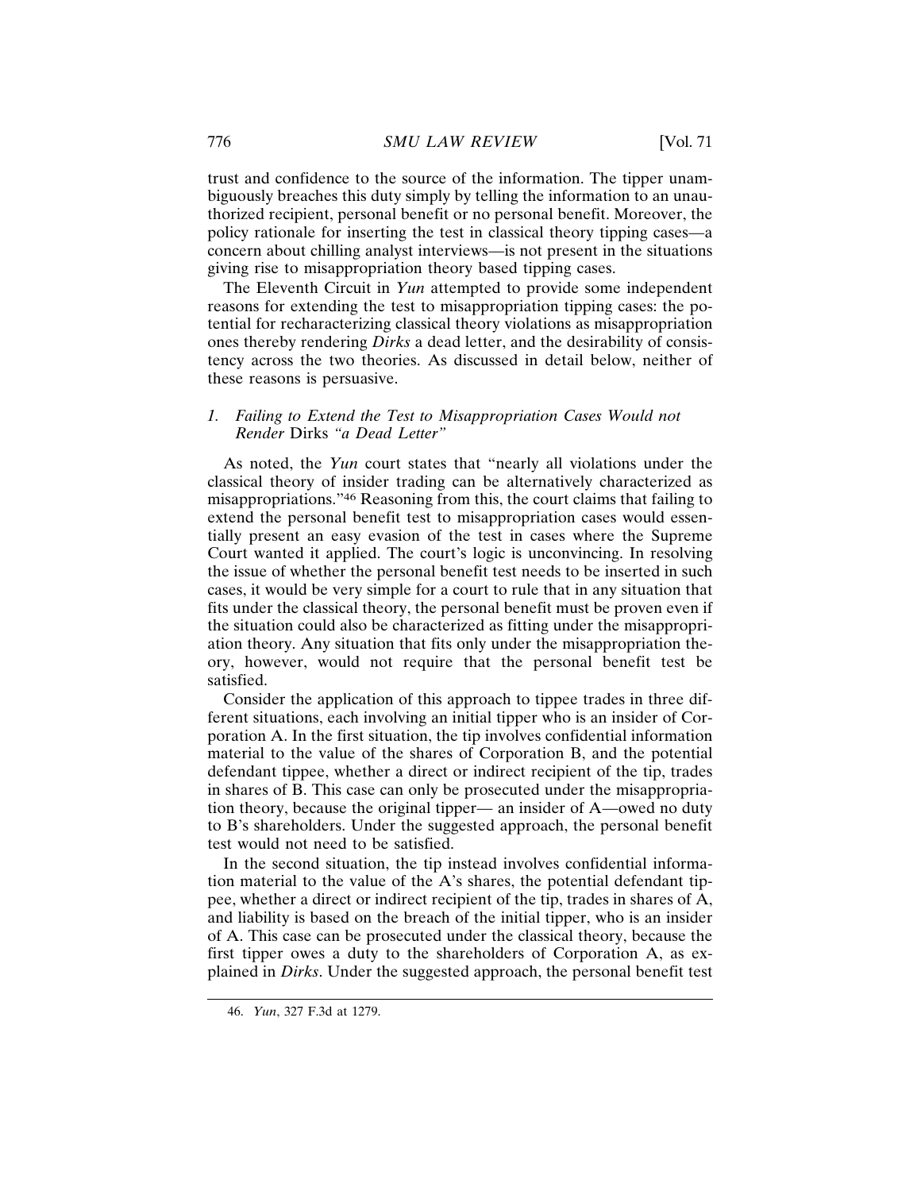trust and confidence to the source of the information. The tipper unambiguously breaches this duty simply by telling the information to an unauthorized recipient, personal benefit or no personal benefit. Moreover, the policy rationale for inserting the test in classical theory tipping cases—a concern about chilling analyst interviews—is not present in the situations giving rise to misappropriation theory based tipping cases.

The Eleventh Circuit in *Yun* attempted to provide some independent reasons for extending the test to misappropriation tipping cases: the potential for recharacterizing classical theory violations as misappropriation ones thereby rendering *Dirks* a dead letter, and the desirability of consistency across the two theories. As discussed in detail below, neither of these reasons is persuasive.

### 1. *Failing to Extend the Test to Misappropriation Cases Would not Render* Dirks *"a Dead Letter"*

As noted, the *Yun* court states that "nearly all violations under the classical theory of insider trading can be alternatively characterized as misappropriations."[46] Reasoning from this, the court claims that failing to extend the personal benefit test to misappropriation cases would essentially present an easy evasion of the test in cases where the Supreme Court wanted it applied. The court's logic is unconvincing. In resolving the issue of whether the personal benefit test needs to be inserted in such cases, it would be very simple for a court to rule that in any situation that fits under the classical theory, the personal benefit must be proven even if the situation could also be characterized as fitting under the misappropriation theory. Any situation that fits only under the misappropriation theory, however, would not require that the personal benefit test be satisfied.

Consider the application of this approach to tippee trades in three different situations, each involving an initial tipper who is an insider of Corporation A. In the first situation, the tip involves confidential information material to the value of the shares of Corporation B, and the potential defendant tippee, whether a direct or indirect recipient of the tip, trades in shares of B. This case can only be prosecuted under the misappropriation theory, because the original tipper— an insider of A—owed no duty to B's shareholders. Under the suggested approach, the personal benefit test would not need to be satisfied.

In the second situation, the tip instead involves confidential information material to the value of the A's shares, the potential defendant tippee, whether a direct or indirect recipient of the tip, trades in shares of A, and liability is based on the breach of the initial tipper, who is an insider of A. This case can be prosecuted under the classical theory, because the first tipper owes a duty to the shareholders of Corporation A, as explained in *Dirks*. Under the suggested approach, the personal benefit test

46. *Yun*, 327 F.3d at 1279.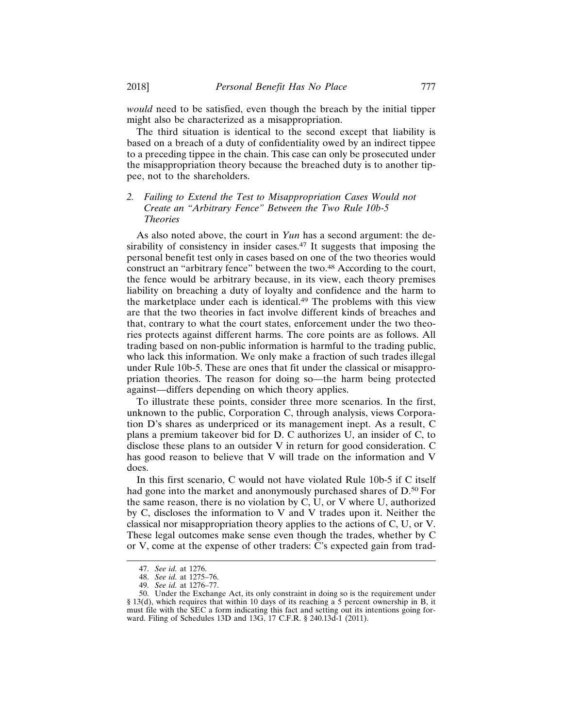*would* need to be satisfied, even though the breach by the initial tipper might also be characterized as a misappropriation.

The third situation is identical to the second except that liability is based on a breach of a duty of confidentiality owed by an indirect tippee to a preceding tippee in the chain. This case can only be prosecuted under the misappropriation theory because the breached duty is to another tippee, not to the shareholders.

### 2. *Failing to Extend the Test to Misappropriation Cases Would not Create an "Arbitrary Fence" Between the Two Rule 10b-5 Theories*

As also noted above, the court in *Yun* has a second argument: the desirability of consistency in insider cases.[47] It suggests that imposing the personal benefit test only in cases based on one of the two theories would construct an "arbitrary fence" between the two.[48] According to the court, the fence would be arbitrary because, in its view, each theory premises liability on breaching a duty of loyalty and confidence and the harm to the marketplace under each is identical.[49] The problems with this view are that the two theories in fact involve different kinds of breaches and that, contrary to what the court states, enforcement under the two theories protects against different harms. The core points are as follows. All trading based on non-public information is harmful to the trading public, who lack this information. We only make a fraction of such trades illegal under Rule 10b-5. These are ones that fit under the classical or misappropriation theories. The reason for doing so—the harm being protected against—differs depending on which theory applies.

To illustrate these points, consider three more scenarios. In the first, unknown to the public, Corporation C, through analysis, views Corporation D's shares as underpriced or its management inept. As a result, C plans a premium takeover bid for D. C authorizes U, an insider of C, to disclose these plans to an outsider V in return for good consideration. C has good reason to believe that V will trade on the information and V does.

In this first scenario, C would not have violated Rule 10b-5 if C itself had gone into the market and anonymously purchased shares of D.[50] For the same reason, there is no violation by C, U, or V where U, authorized by C, discloses the information to V and V trades upon it. Neither the classical nor misappropriation theory applies to the actions of C, U, or V. These legal outcomes make sense even though the trades, whether by C or V, come at the expense of other traders: C's expected gain from trad-

---

47. *See id.* at 1276.

48. *See id.* at 1275–76.

49. *See id.* at 1276–77.

50. Under the Exchange Act, its only constraint in doing so is the requirement under § 13(d), which requires that within 10 days of its reaching a 5 percent ownership in B, it must file with the SEC a form indicating this fact and setting out its intentions going forward. Filing of Schedules 13D and 13G, 17 C.F.R. § 240.13d-1 (2011).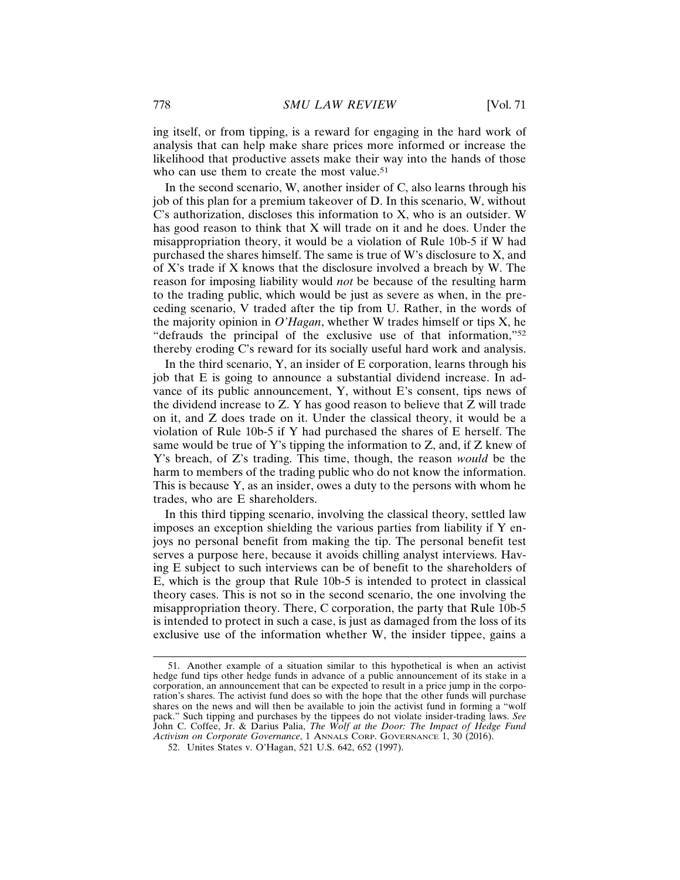ing itself, or from tipping, is a reward for engaging in the hard work of analysis that can help make share prices more informed or increase the likelihood that productive assets make their way into the hands of those who can use them to create the most value.[51]

In the second scenario, W, another insider of C, also learns through his job of this plan for a premium takeover of D. In this scenario, W, without C's authorization, discloses this information to X, who is an outsider. W has good reason to think that X will trade on it and he does. Under the misappropriation theory, it would be a violation of Rule 10b-5 if W had purchased the shares himself. The same is true of W's disclosure to X, and of X's trade if X knows that the disclosure involved a breach by W. The reason for imposing liability would *not* be because of the resulting harm to the trading public, which would be just as severe as when, in the preceding scenario, V traded after the tip from U. Rather, in the words of the majority opinion in *O'Hagan*, whether W trades himself or tips X, he "defrauds the principal of the exclusive use of that information,"[52] thereby eroding C's reward for its socially useful hard work and analysis.

In the third scenario, Y, an insider of E corporation, learns through his job that E is going to announce a substantial dividend increase. In advance of its public announcement, Y, without E's consent, tips news of the dividend increase to Z. Y has good reason to believe that Z will trade on it, and Z does trade on it. Under the classical theory, it would be a violation of Rule 10b-5 if Y had purchased the shares of E herself. The same would be true of Y's tipping the information to Z, and, if Z knew of Y's breach, of Z's trading. This time, though, the reason *would* be the harm to members of the trading public who do not know the information. This is because Y, as an insider, owes a duty to the persons with whom he trades, who are E shareholders.

In this third tipping scenario, involving the classical theory, settled law imposes an exception shielding the various parties from liability if Y enjoys no personal benefit from making the tip. The personal benefit test serves a purpose here, because it avoids chilling analyst interviews. Having E subject to such interviews can be of benefit to the shareholders of E, which is the group that Rule 10b-5 is intended to protect in classical theory cases. This is not so in the second scenario, the one involving the misappropriation theory. There, C corporation, the party that Rule 10b-5 is intended to protect in such a case, is just as damaged from the loss of its exclusive use of the information whether W, the insider tippee, gains a

51. Another example of a situation similar to this hypothetical is when an activist hedge fund tips other hedge funds in advance of a public announcement of its stake in a corporation, an announcement that can be expected to result in a price jump in the corporation's shares. The activist fund does so with the hope that the other funds will purchase shares on the news and will then be available to join the activist fund in forming a "wolf pack." Such tipping and purchases by the tippees do not violate insider-trading laws. *See* John C. Coffee, Jr. & Darius Palia, *The Wolf at the Door: The Impact of Hedge Fund Activism on Corporate Governance*, 1 ANNALS CORP. GOVERNANCE 1, 30 (2016).

52. Unites States v. O'Hagan, 521 U.S. 642, 652 (1997).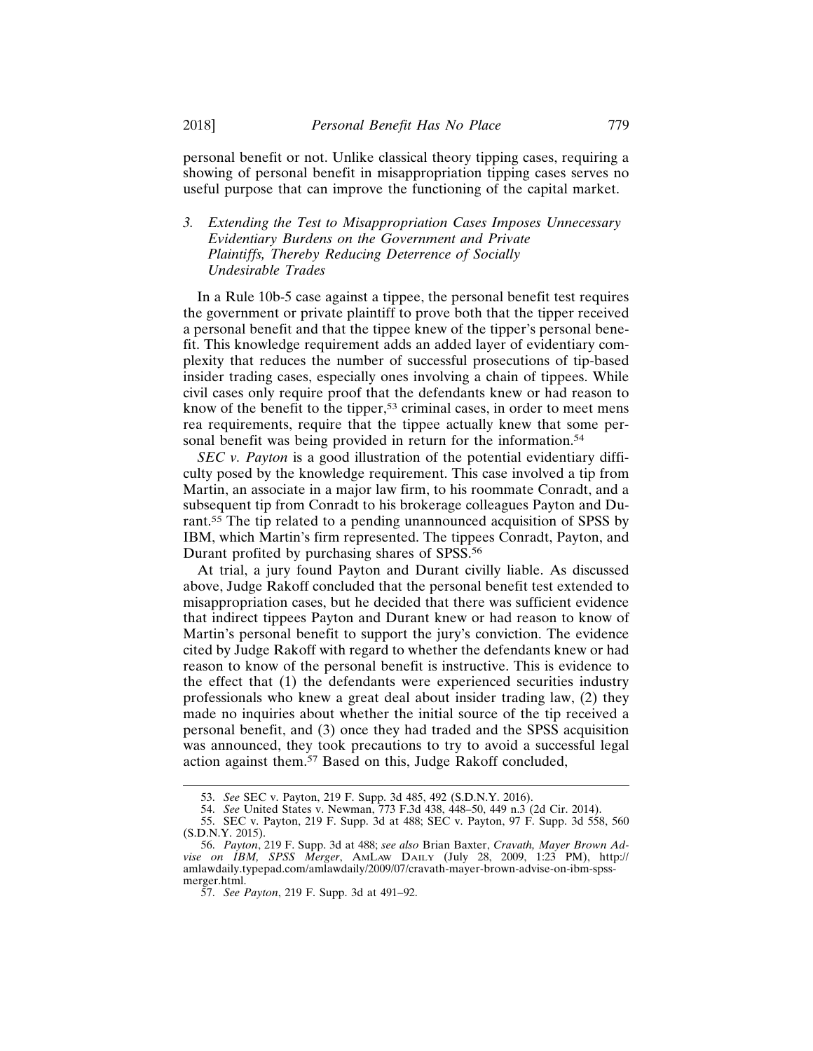personal benefit or not. Unlike classical theory tipping cases, requiring a showing of personal benefit in misappropriation tipping cases serves no useful purpose that can improve the functioning of the capital market.

### 3. *Extending the Test to Misappropriation Cases Imposes Unnecessary Evidentiary Burdens on the Government and Private Plaintiffs, Thereby Reducing Deterrence of Socially Undesirable Trades*

In a Rule 10b-5 case against a tippee, the personal benefit test requires the government or private plaintiff to prove both that the tipper received a personal benefit and that the tippee knew of the tipper's personal benefit. This knowledge requirement adds an added layer of evidentiary complexity that reduces the number of successful prosecutions of tip-based insider trading cases, especially ones involving a chain of tippees. While civil cases only require proof that the defendants knew or had reason to know of the benefit to the tipper,[53] criminal cases, in order to meet mens rea requirements, require that the tippee actually knew that some personal benefit was being provided in return for the information.[54]

*SEC v. Payton* is a good illustration of the potential evidentiary difficulty posed by the knowledge requirement. This case involved a tip from Martin, an associate in a major law firm, to his roommate Conradt, and a subsequent tip from Conradt to his brokerage colleagues Payton and Durant.[55] The tip related to a pending unannounced acquisition of SPSS by IBM, which Martin's firm represented. The tippees Conradt, Payton, and Durant profited by purchasing shares of SPSS.[56]

At trial, a jury found Payton and Durant civilly liable. As discussed above, Judge Rakoff concluded that the personal benefit test extended to misappropriation cases, but he decided that there was sufficient evidence that indirect tippees Payton and Durant knew or had reason to know of Martin's personal benefit to support the jury's conviction. The evidence cited by Judge Rakoff with regard to whether the defendants knew or had reason to know of the personal benefit is instructive. This is evidence to the effect that (1) the defendants were experienced securities industry professionals who knew a great deal about insider trading law, (2) they made no inquiries about whether the initial source of the tip received a personal benefit, and (3) once they had traded and the SPSS acquisition was announced, they took precautions to try to avoid a successful legal action against them.[57] Based on this, Judge Rakoff concluded,

---

53. *See* SEC v. Payton, 219 F. Supp. 3d 485, 492 (S.D.N.Y. 2016).

54. *See* United States v. Newman, 773 F.3d 438, 448–50, 449 n.3 (2d Cir. 2014).

55. SEC v. Payton, 219 F. Supp. 3d at 488; SEC v. Payton, 97 F. Supp. 3d 558, 560 (S.D.N.Y. 2015).

56. *Payton*, 219 F. Supp. 3d at 488; *see also* Brian Baxter, *Cravath, Mayer Brown Advise on IBM, SPSS Merger*, AmLaw Daily (July 28, 2009, 1:23 PM), http://amlawdaily.typepad.com/amlawdaily/2009/07/cravath-mayer-brown-advise-on-ibm-spss-merger.html.

57. *See Payton*, 219 F. Supp. 3d at 491–92.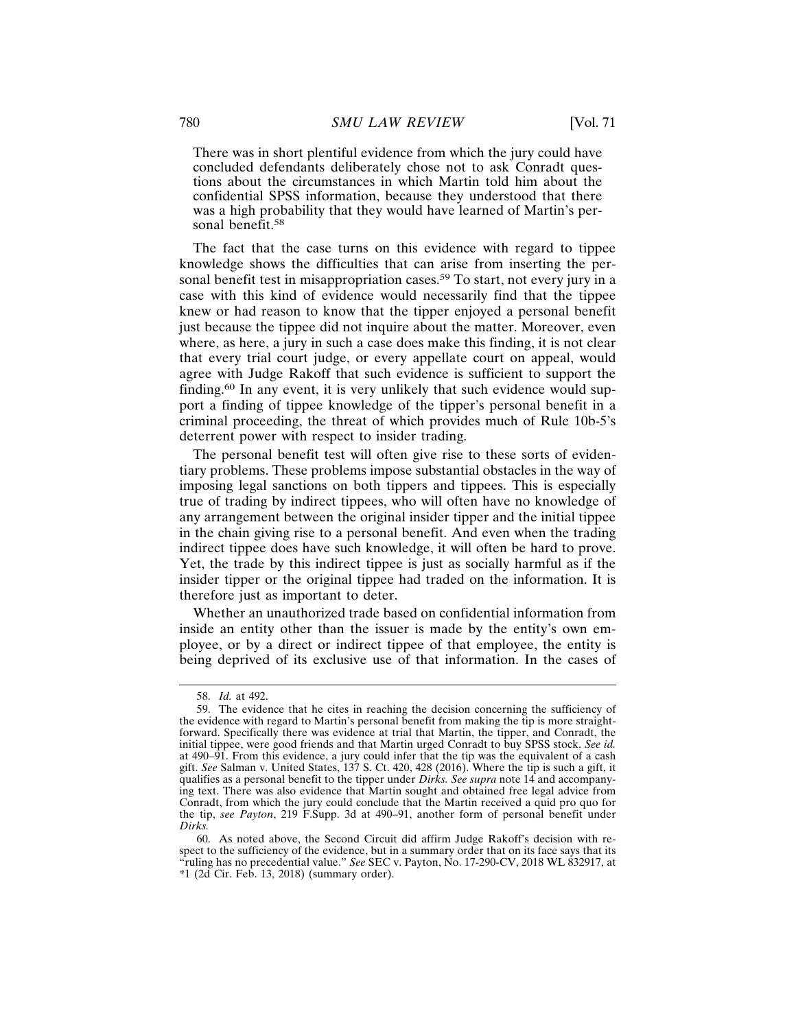> There was in short plentiful evidence from which the jury could have concluded defendants deliberately chose not to ask Conradt questions about the circumstances in which Martin told him about the confidential SPSS information, because they understood that there was a high probability that they would have learned of Martin's personal benefit.[58]

The fact that the case turns on this evidence with regard to tippee knowledge shows the difficulties that can arise from inserting the personal benefit test in misappropriation cases.[59] To start, not every jury in a case with this kind of evidence would necessarily find that the tippee knew or had reason to know that the tipper enjoyed a personal benefit just because the tippee did not inquire about the matter. Moreover, even where, as here, a jury in such a case does make this finding, it is not clear that every trial court judge, or every appellate court on appeal, would agree with Judge Rakoff that such evidence is sufficient to support the finding.[60] In any event, it is very unlikely that such evidence would support a finding of tippee knowledge of the tipper's personal benefit in a criminal proceeding, the threat of which provides much of Rule 10b-5's deterrent power with respect to insider trading.

The personal benefit test will often give rise to these sorts of evidentiary problems. These problems impose substantial obstacles in the way of imposing legal sanctions on both tippers and tippees. This is especially true of trading by indirect tippees, who will often have no knowledge of any arrangement between the original insider tipper and the initial tippee in the chain giving rise to a personal benefit. And even when the trading indirect tippee does have such knowledge, it will often be hard to prove. Yet, the trade by this indirect tippee is just as socially harmful as if the insider tipper or the original tippee had traded on the information. It is therefore just as important to deter.

Whether an unauthorized trade based on confidential information from inside an entity other than the issuer is made by the entity's own employee, or by a direct or indirect tippee of that employee, the entity is being deprived of its exclusive use of that information. In the cases of

---

58. *Id.* at 492.

59. The evidence that he cites in reaching the decision concerning the sufficiency of the evidence with regard to Martin's personal benefit from making the tip is more straightforward. Specifically there was evidence at trial that Martin, the tipper, and Conradt, the initial tippee, were good friends and that Martin urged Conradt to buy SPSS stock. *See id.* at 490–91. From this evidence, a jury could infer that the tip was the equivalent of a cash gift. *See* Salman v. United States, 137 S. Ct. 420, 428 (2016). Where the tip is such a gift, it qualifies as a personal benefit to the tipper under *Dirks. See supra* note 14 and accompanying text. There was also evidence that Martin sought and obtained free legal advice from Conradt, from which the jury could conclude that the Martin received a quid pro quo for the tip, *see Payton*, 219 F.Supp. 3d at 490–91, another form of personal benefit under *Dirks.*

60. As noted above, the Second Circuit did affirm Judge Rakoff's decision with respect to the sufficiency of the evidence, but in a summary order that on its face says that its "ruling has no precedential value." *See* SEC v. Payton, No. 17-290-CV, 2018 WL 832917, at *1 (2d Cir. Feb. 13, 2018) (summary order).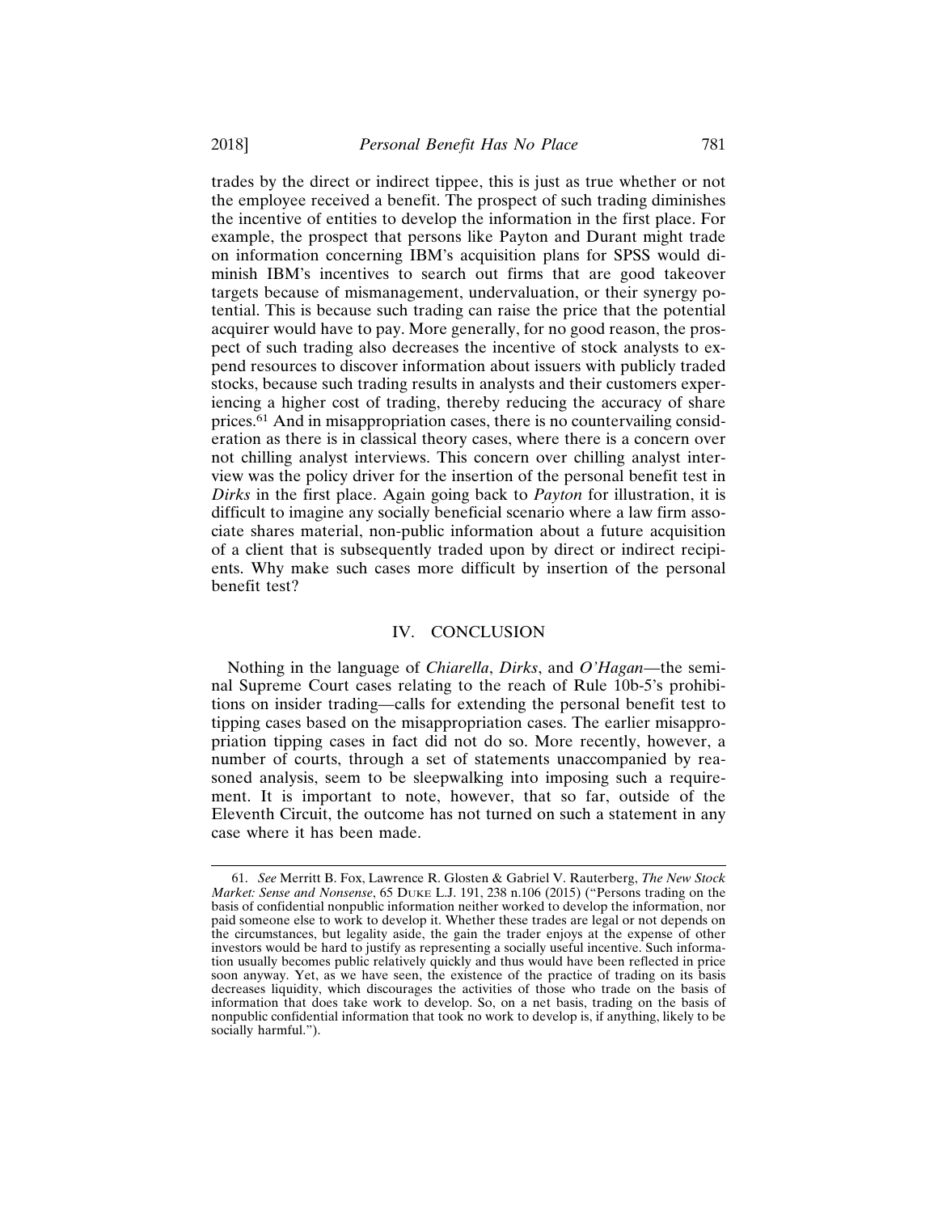trades by the direct or indirect tippee, this is just as true whether or not the employee received a benefit. The prospect of such trading diminishes the incentive of entities to develop the information in the first place. For example, the prospect that persons like Payton and Durant might trade on information concerning IBM's acquisition plans for SPSS would diminish IBM's incentives to search out firms that are good takeover targets because of mismanagement, undervaluation, or their synergy potential. This is because such trading can raise the price that the potential acquirer would have to pay. More generally, for no good reason, the prospect of such trading also decreases the incentive of stock analysts to expend resources to discover information about issuers with publicly traded stocks, because such trading results in analysts and their customers experiencing a higher cost of trading, thereby reducing the accuracy of share prices.[61] And in misappropriation cases, there is no countervailing consideration as there is in classical theory cases, where there is a concern over not chilling analyst interviews. This concern over chilling analyst interview was the policy driver for the insertion of the personal benefit test in *Dirks* in the first place. Again going back to *Payton* for illustration, it is difficult to imagine any socially beneficial scenario where a law firm associate shares material, non-public information about a future acquisition of a client that is subsequently traded upon by direct or indirect recipients. Why make such cases more difficult by insertion of the personal benefit test?

## IV. CONCLUSION

Nothing in the language of *Chiarella*, *Dirks*, and *O'Hagan*—the seminal Supreme Court cases relating to the reach of Rule 10b-5's prohibitions on insider trading—calls for extending the personal benefit test to tipping cases based on the misappropriation cases. The earlier misappropriation tipping cases in fact did not do so. More recently, however, a number of courts, through a set of statements unaccompanied by reasoned analysis, seem to be sleepwalking into imposing such a requirement. It is important to note, however, that so far, outside of the Eleventh Circuit, the outcome has not turned on such a statement in any case where it has been made.

---

61. *See* Merritt B. Fox, Lawrence R. Glosten & Gabriel V. Rauterberg, *The New Stock Market: Sense and Nonsense*, 65 DUKE L.J. 191, 238 n.106 (2015) ("Persons trading on the basis of confidential nonpublic information neither worked to develop the information, nor paid someone else to work to develop it. Whether these trades are legal or not depends on the circumstances, but legality aside, the gain the trader enjoys at the expense of other investors would be hard to justify as representing a socially useful incentive. Such information usually becomes public relatively quickly and thus would have been reflected in price soon anyway. Yet, as we have seen, the existence of the practice of trading on its basis decreases liquidity, which discourages the activities of those who trade on the basis of information that does take work to develop. So, on a net basis, trading on the basis of nonpublic confidential information that took no work to develop is, if anything, likely to be socially harmful.").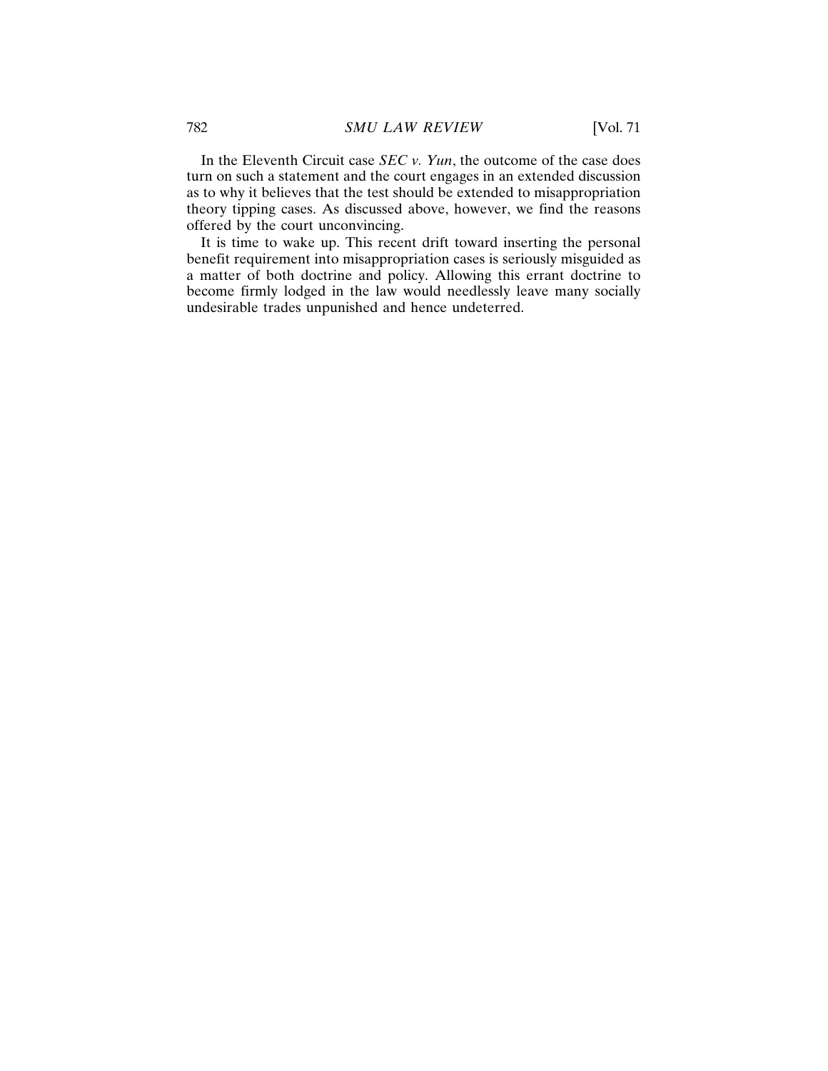In the Eleventh Circuit case *SEC v. Yun*, the outcome of the case does turn on such a statement and the court engages in an extended discussion as to why it believes that the test should be extended to misappropriation theory tipping cases. As discussed above, however, we find the reasons offered by the court unconvincing.

It is time to wake up. This recent drift toward inserting the personal benefit requirement into misappropriation cases is seriously misguided as a matter of both doctrine and policy. Allowing this errant doctrine to become firmly lodged in the law would needlessly leave many socially undesirable trades unpunished and hence undeterred.